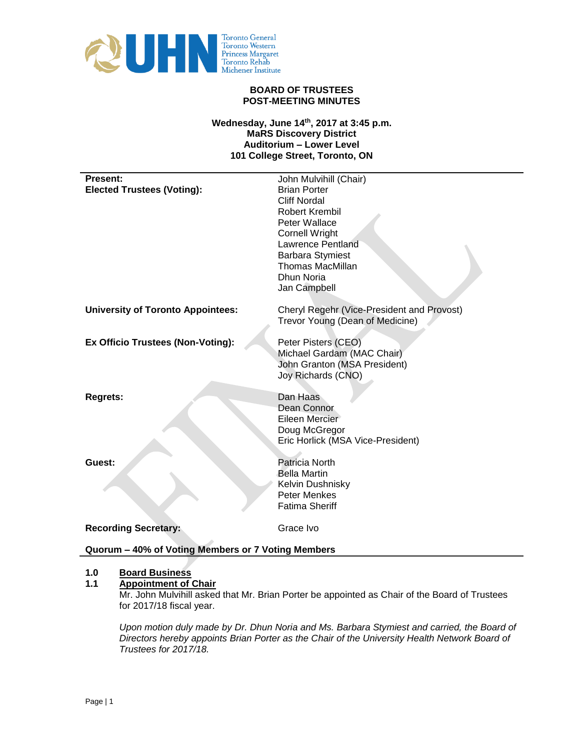# BOARD OF TRUSTEES
# POST-MEETING MINUTES

**Wednesday, June 14th, 2017 at 3:45 p.m.**
**MaRS Discovery District**
**Auditorium – Lower Level**
**101 College Street, Toronto, ON**

| | |
|---|---|
| **Present:** | John Mulvihill (Chair) |
| **Elected Trustees (Voting):** | Brian Porter |
| | Cliff Nordal |
| | Robert Krembil |
| | Peter Wallace |
| | Cornell Wright |
| | Lawrence Pentland |
| | Barbara Stymiest |
| | Thomas MacMillan |
| | Dhun Noria |
| | Jan Campbell |
| **University of Toronto Appointees:** | Cheryl Regehr (Vice-President and Provost) |
| | Trevor Young (Dean of Medicine) |
| **Ex Officio Trustees (Non-Voting):** | Peter Pisters (CEO) |
| | Michael Gardam (MAC Chair) |
| | John Granton (MSA President) |
| | Joy Richards (CNO) |
| **Regrets:** | Dan Haas |
| | Dean Connor |
| | Eileen Mercier |
| | Doug McGregor |
| | Eric Horlick (MSA Vice-President) |
| **Guest:** | Patricia North |
| | Bella Martin |
| | Kelvin Dushnisky |
| | Peter Menkes |
| | Fatima Sheriff |
| **Recording Secretary:** | Grace Ivo |

**Quorum – 40% of Voting Members or 7 Voting Members**

## 1.0 Board Business

### 1.1 Appointment of Chair

Mr. John Mulvihill asked that Mr. Brian Porter be appointed as Chair of the Board of Trustees for 2017/18 fiscal year.

*Upon motion duly made by Dr. Dhun Noria and Ms. Barbara Stymiest and carried, the Board of Directors hereby appoints Brian Porter as the Chair of the University Health Network Board of Trustees for 2017/18.*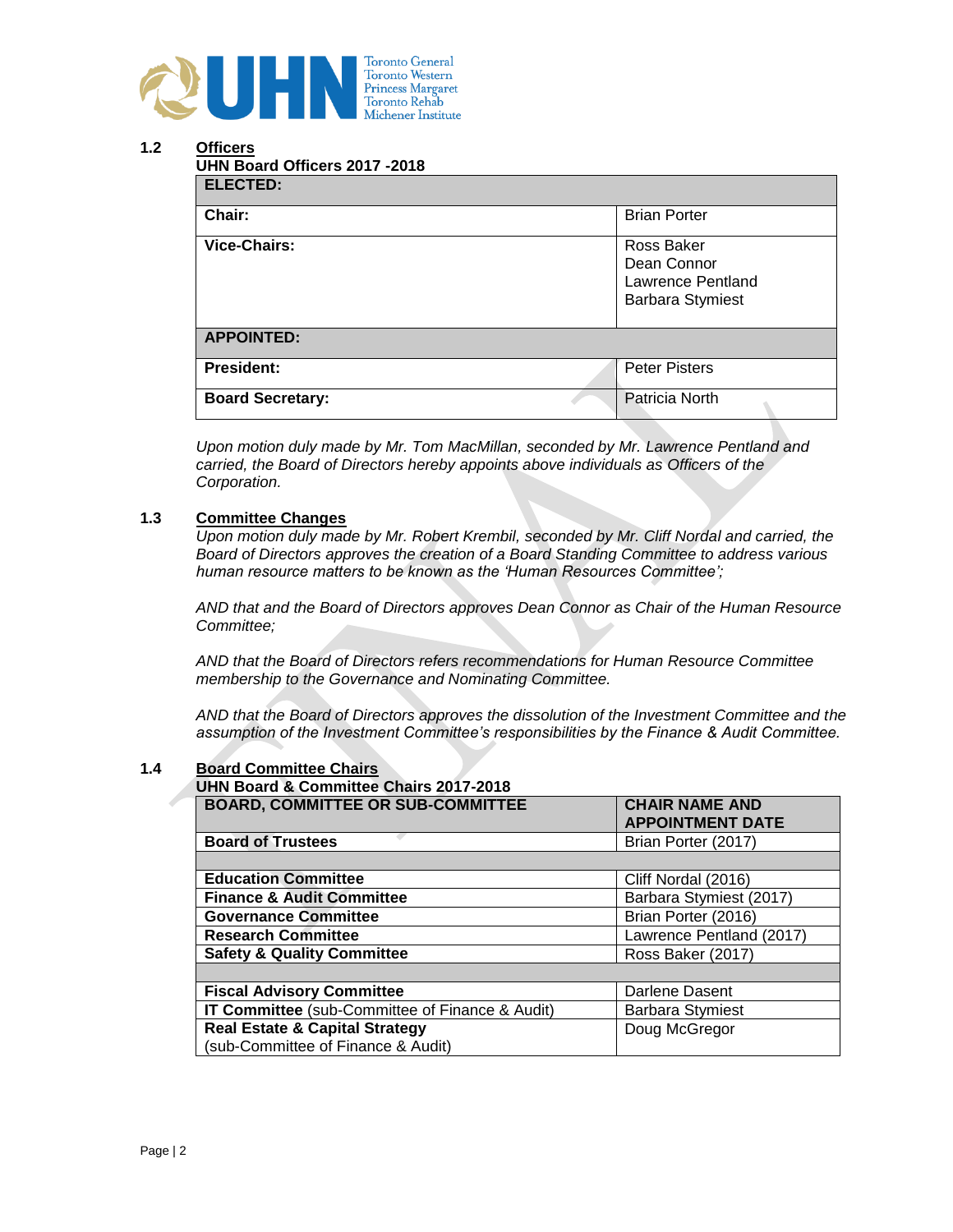### 1.2 Officers

**UHN Board Officers 2017 -2018**

| **ELECTED:** | |
|---|---|
| **Chair:** | Brian Porter |
| **Vice-Chairs:** | Ross Baker<br>Dean Connor<br>Lawrence Pentland<br>Barbara Stymiest |
| **APPOINTED:** | |
| **President:** | Peter Pisters |
| **Board Secretary:** | Patricia North |

*Upon motion duly made by Mr. Tom MacMillan, seconded by Mr. Lawrence Pentland and carried, the Board of Directors hereby appoints above individuals as Officers of the Corporation.*

### 1.3 Committee Changes

*Upon motion duly made by Mr. Robert Krembil, seconded by Mr. Cliff Nordal and carried, the Board of Directors approves the creation of a Board Standing Committee to address various human resource matters to be known as the 'Human Resources Committee';*

*AND that and the Board of Directors approves Dean Connor as Chair of the Human Resource Committee;*

*AND that the Board of Directors refers recommendations for Human Resource Committee membership to the Governance and Nominating Committee.*

*AND that the Board of Directors approves the dissolution of the Investment Committee and the assumption of the Investment Committee's responsibilities by the Finance & Audit Committee.*

### 1.4 Board Committee Chairs

**UHN Board & Committee Chairs 2017-2018**

| **BOARD, COMMITTEE OR SUB-COMMITTEE** | **CHAIR NAME AND APPOINTMENT DATE** |
|---|---|
| **Board of Trustees** | Brian Porter (2017) |
| | |
| **Education Committee** | Cliff Nordal (2016) |
| **Finance & Audit Committee** | Barbara Stymiest (2017) |
| **Governance Committee** | Brian Porter (2016) |
| **Research Committee** | Lawrence Pentland (2017) |
| **Safety & Quality Committee** | Ross Baker (2017) |
| | |
| **Fiscal Advisory Committee** | Darlene Dasent |
| **IT Committee** (sub-Committee of Finance & Audit) | Barbara Stymiest |
| **Real Estate & Capital Strategy** (sub-Committee of Finance & Audit) | Doug McGregor |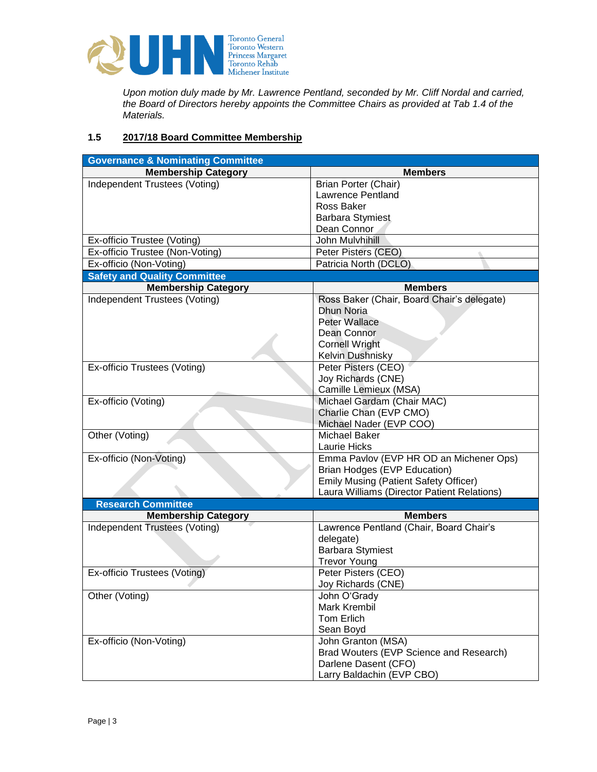*Upon motion duly made by Mr. Lawrence Pentland, seconded by Mr. Cliff Nordal and carried, the Board of Directors hereby appoints the Committee Chairs as provided at Tab 1.4 of the Materials.*

## 1.5 2017/18 Board Committee Membership

| Governance & Nominating Committee | |
|---|---|
| **Membership Category** | **Members** |
| Independent Trustees (Voting) | Brian Porter (Chair)<br>Lawrence Pentland<br>Ross Baker<br>Barbara Stymiest<br>Dean Connor |
| Ex-officio Trustee (Voting) | John Mulvhihill |
| Ex-officio Trustee (Non-Voting) | Peter Pisters (CEO) |
| Ex-officio (Non-Voting) | Patricia North (DCLO) |

| Safety and Quality Committee | |
|---|---|
| **Membership Category** | **Members** |
| Independent Trustees (Voting) | Ross Baker (Chair, Board Chair's delegate)<br>Dhun Noria<br>Peter Wallace<br>Dean Connor<br>Cornell Wright<br>Kelvin Dushnisky |
| Ex-officio Trustees (Voting) | Peter Pisters (CEO)<br>Joy Richards (CNE)<br>Camille Lemieux (MSA) |
| Ex-officio (Voting) | Michael Gardam (Chair MAC)<br>Charlie Chan (EVP CMO)<br>Michael Nader (EVP COO) |
| Other (Voting) | Michael Baker<br>Laurie Hicks |
| Ex-officio (Non-Voting) | Emma Pavlov (EVP HR OD an Michener Ops)<br>Brian Hodges (EVP Education)<br>Emily Musing (Patient Safety Officer)<br>Laura Williams (Director Patient Relations) |

| Research Committee | |
|---|---|
| **Membership Category** | **Members** |
| Independent Trustees (Voting) | Lawrence Pentland (Chair, Board Chair's delegate)<br>Barbara Stymiest<br>Trevor Young |
| Ex-officio Trustees (Voting) | Peter Pisters (CEO)<br>Joy Richards (CNE) |
| Other (Voting) | John O'Grady<br>Mark Krembil<br>Tom Erlich<br>Sean Boyd |
| Ex-officio (Non-Voting) | John Granton (MSA)<br>Brad Wouters (EVP Science and Research)<br>Darlene Dasent (CFO)<br>Larry Baldachin (EVP CBO) |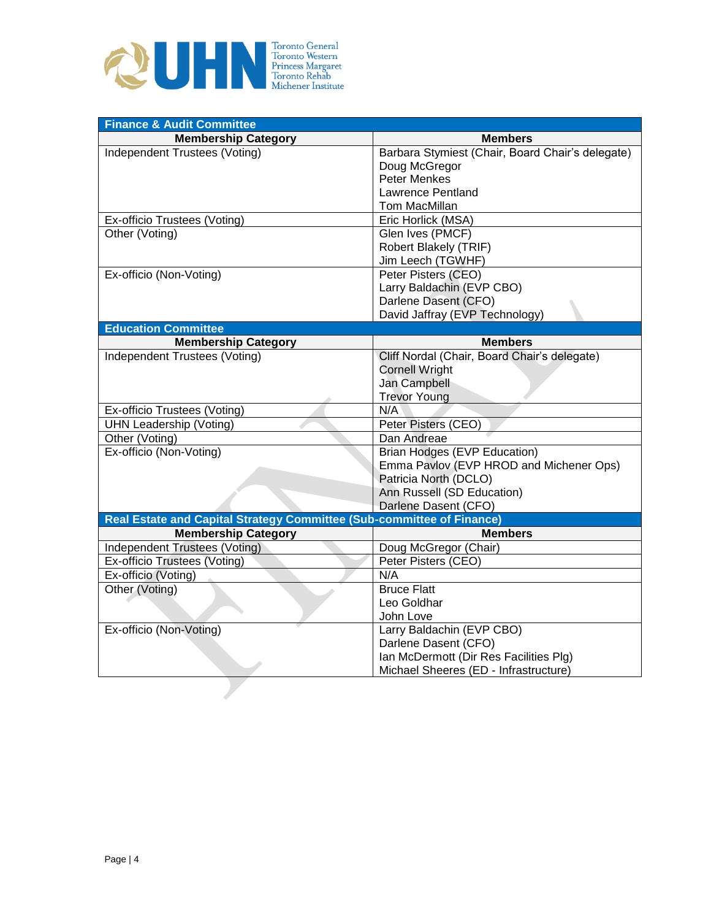| **Finance & Audit Committee** | |
|---|---|
| **Membership Category** | **Members** |
| Independent Trustees (Voting) | Barbara Stymiest (Chair, Board Chair's delegate)<br>Doug McGregor<br>Peter Menkes<br>Lawrence Pentland<br>Tom MacMillan |
| Ex-officio Trustees (Voting) | Eric Horlick (MSA) |
| Other (Voting) | Glen Ives (PMCF)<br>Robert Blakely (TRIF)<br>Jim Leech (TGWHF) |
| Ex-officio (Non-Voting) | Peter Pisters (CEO)<br>Larry Baldachin (EVP CBO)<br>Darlene Dasent (CFO)<br>David Jaffray (EVP Technology) |

| **Education Committee** | |
|---|---|
| **Membership Category** | **Members** |
| Independent Trustees (Voting) | Cliff Nordal (Chair, Board Chair's delegate)<br>Cornell Wright<br>Jan Campbell<br>Trevor Young |
| Ex-officio Trustees (Voting) | N/A |
| UHN Leadership (Voting) | Peter Pisters (CEO) |
| Other (Voting) | Dan Andreae |
| Ex-officio (Non-Voting) | Brian Hodges (EVP Education)<br>Emma Pavlov (EVP HROD and Michener Ops)<br>Patricia North (DCLO)<br>Ann Russell (SD Education)<br>Darlene Dasent (CFO) |

| **Real Estate and Capital Strategy Committee (Sub-committee of Finance)** | |
|---|---|
| **Membership Category** | **Members** |
| Independent Trustees (Voting) | Doug McGregor (Chair) |
| Ex-officio Trustees (Voting) | Peter Pisters (CEO) |
| Ex-officio (Voting) | N/A |
| Other (Voting) | Bruce Flatt<br>Leo Goldhar<br>John Love |
| Ex-officio (Non-Voting) | Larry Baldachin (EVP CBO)<br>Darlene Dasent (CFO)<br>Ian McDermott (Dir Res Facilities Plg)<br>Michael Sheeres (ED - Infrastructure) |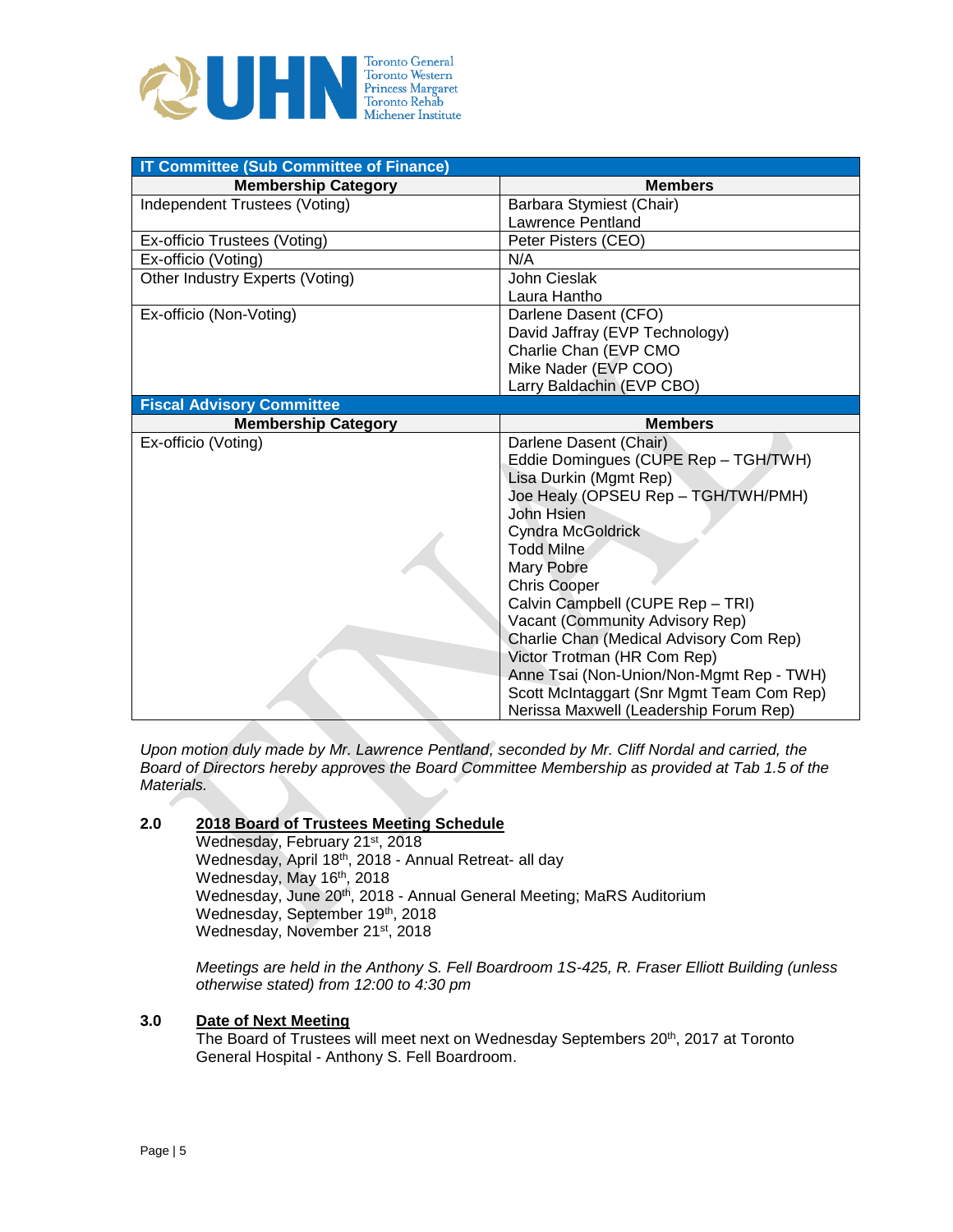| IT Committee (Sub Committee of Finance) | |
|---|---|
| **Membership Category** | **Members** |
| Independent Trustees (Voting) | Barbara Stymiest (Chair)<br>Lawrence Pentland |
| Ex-officio Trustees (Voting) | Peter Pisters (CEO) |
| Ex-officio (Voting) | N/A |
| Other Industry Experts (Voting) | John Cieslak<br>Laura Hantho |
| Ex-officio (Non-Voting) | Darlene Dasent (CFO)<br>David Jaffray (EVP Technology)<br>Charlie Chan (EVP CMO<br>Mike Nader (EVP COO)<br>Larry Baldachin (EVP CBO) |
| **Fiscal Advisory Committee** | |
| **Membership Category** | **Members** |
| Ex-officio (Voting) | Darlene Dasent (Chair)<br>Eddie Domingues (CUPE Rep – TGH/TWH)<br>Lisa Durkin (Mgmt Rep)<br>Joe Healy (OPSEU Rep – TGH/TWH/PMH)<br>John Hsien<br>Cyndra McGoldrick<br>Todd Milne<br>Mary Pobre<br>Chris Cooper<br>Calvin Campbell (CUPE Rep – TRI)<br>Vacant (Community Advisory Rep)<br>Charlie Chan (Medical Advisory Com Rep)<br>Victor Trotman (HR Com Rep)<br>Anne Tsai (Non-Union/Non-Mgmt Rep - TWH)<br>Scott McIntaggart (Snr Mgmt Team Com Rep)<br>Nerissa Maxwell (Leadership Forum Rep) |

*Upon motion duly made by Mr. Lawrence Pentland, seconded by Mr. Cliff Nordal and carried, the Board of Directors hereby approves the Board Committee Membership as provided at Tab 1.5 of the Materials.*

## 2.0 2018 Board of Trustees Meeting Schedule

Wednesday, February 21st, 2018
Wednesday, April 18th, 2018 - Annual Retreat- all day
Wednesday, May 16th, 2018
Wednesday, June 20th, 2018 - Annual General Meeting; MaRS Auditorium
Wednesday, September 19th, 2018
Wednesday, November 21st, 2018

*Meetings are held in the Anthony S. Fell Boardroom 1S-425, R. Fraser Elliott Building (unless otherwise stated) from 12:00 to 4:30 pm*

## 3.0 Date of Next Meeting

The Board of Trustees will meet next on Wednesday Septembers 20th, 2017 at Toronto General Hospital - Anthony S. Fell Boardroom.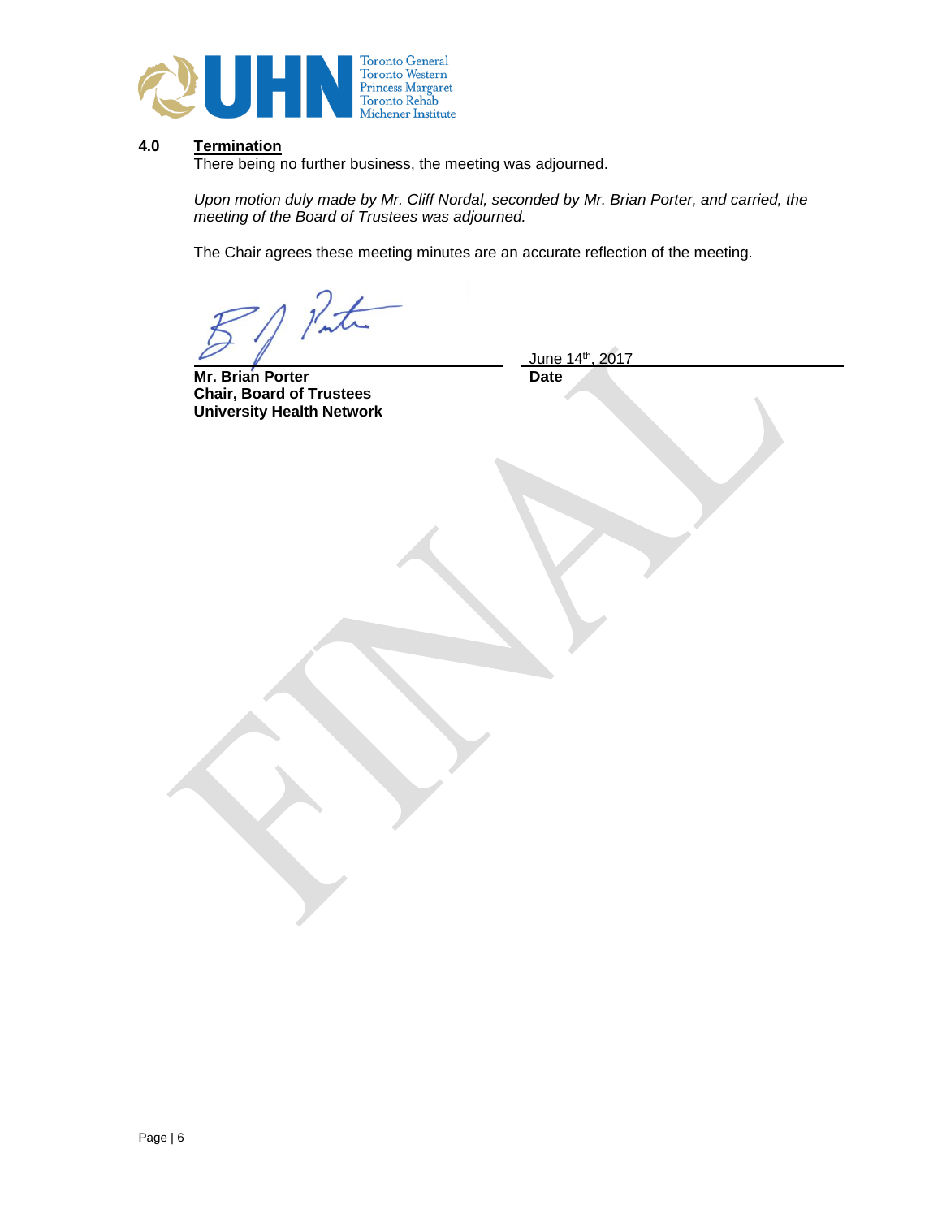## 4.0 Termination

There being no further business, the meeting was adjourned.

*Upon motion duly made by Mr. Cliff Nordal, seconded by Mr. Brian Porter, and carried, the meeting of the Board of Trustees was adjourned.*

The Chair agrees these meeting minutes are an accurate reflection of the meeting.

June 14th, 2017

**Mr. Brian Porter**
**Chair, Board of Trustees**
**University Health Network**

**Date**